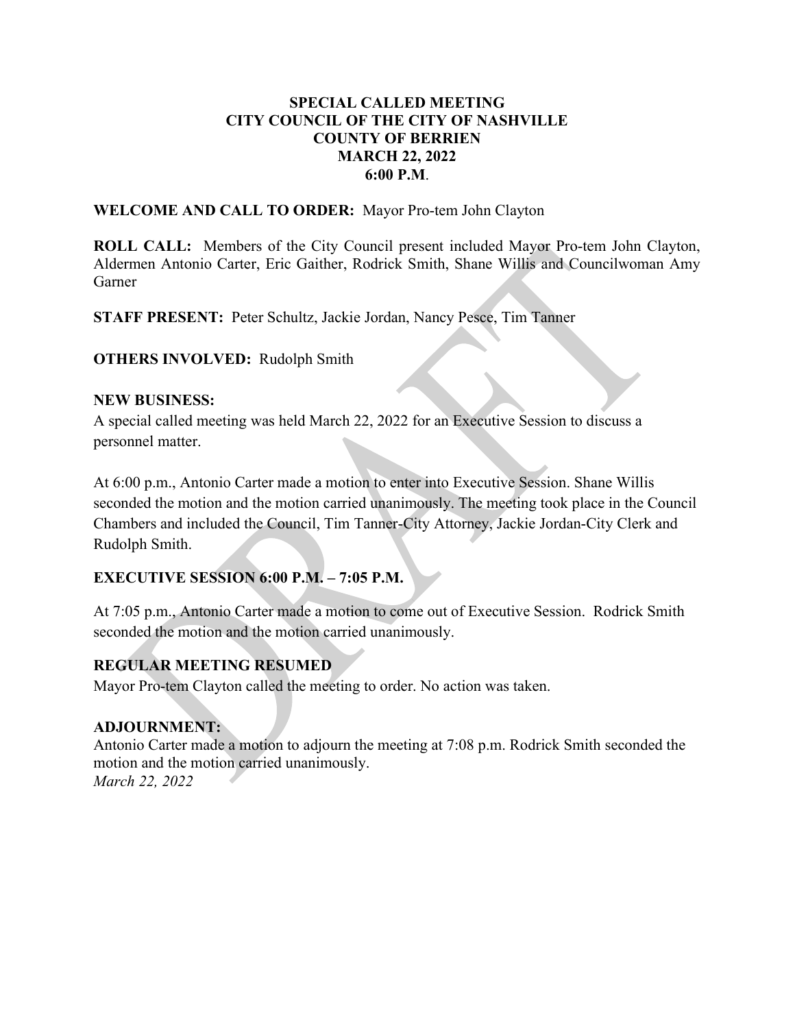**SPECIAL CALLED MEETING**
**CITY COUNCIL OF THE CITY OF NASHVILLE**
**COUNTY OF BERRIEN**
**MARCH 22, 2022**
**6:00 P.M.**

**WELCOME AND CALL TO ORDER:** Mayor Pro-tem John Clayton

**ROLL CALL:** Members of the City Council present included Mayor Pro-tem John Clayton, Aldermen Antonio Carter, Eric Gaither, Rodrick Smith, Shane Willis and Councilwoman Amy Garner

**STAFF PRESENT:** Peter Schultz, Jackie Jordan, Nancy Pesce, Tim Tanner

**OTHERS INVOLVED:** Rudolph Smith

**NEW BUSINESS:**

A special called meeting was held March 22, 2022 for an Executive Session to discuss a personnel matter.

At 6:00 p.m., Antonio Carter made a motion to enter into Executive Session. Shane Willis seconded the motion and the motion carried unanimously. The meeting took place in the Council Chambers and included the Council, Tim Tanner-City Attorney, Jackie Jordan-City Clerk and Rudolph Smith.

**EXECUTIVE SESSION 6:00 P.M. – 7:05 P.M.**

At 7:05 p.m., Antonio Carter made a motion to come out of Executive Session. Rodrick Smith seconded the motion and the motion carried unanimously.

**REGULAR MEETING RESUMED**

Mayor Pro-tem Clayton called the meeting to order. No action was taken.

**ADJOURNMENT:**

Antonio Carter made a motion to adjourn the meeting at 7:08 p.m. Rodrick Smith seconded the motion and the motion carried unanimously.

*March 22, 2022*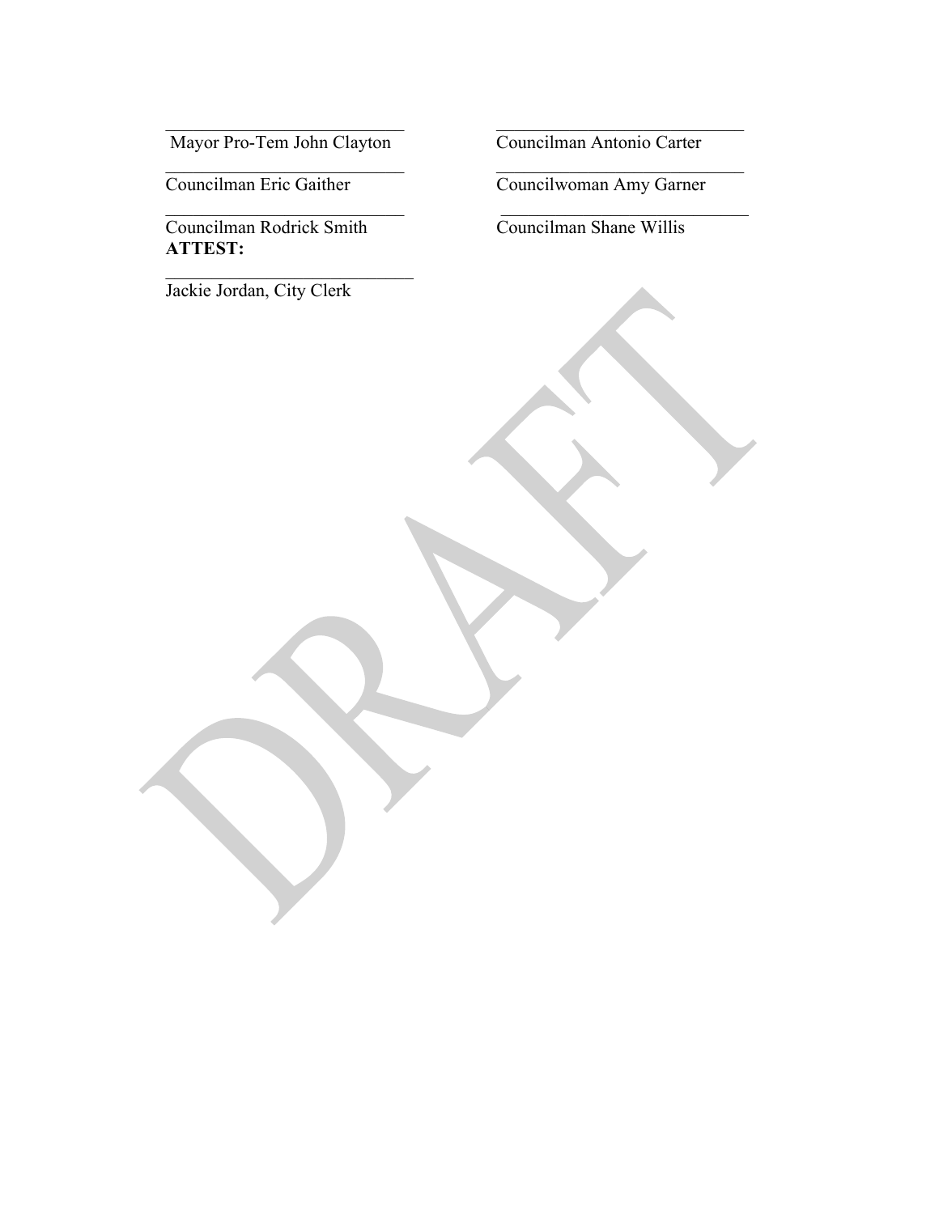| | |
|---|---|
| \_\_\_\_\_\_\_\_\_\_\_\_\_\_\_\_\_\_\_\_\_\_\_\_ | \_\_\_\_\_\_\_\_\_\_\_\_\_\_\_\_\_\_\_\_\_\_\_\_ |
| Mayor Pro-Tem John Clayton | Councilman Antonio Carter |
| \_\_\_\_\_\_\_\_\_\_\_\_\_\_\_\_\_\_\_\_\_\_\_\_ | \_\_\_\_\_\_\_\_\_\_\_\_\_\_\_\_\_\_\_\_\_\_\_\_ |
| Councilman Eric Gaither | Councilwoman Amy Garner |
| \_\_\_\_\_\_\_\_\_\_\_\_\_\_\_\_\_\_\_\_\_\_\_\_ | \_\_\_\_\_\_\_\_\_\_\_\_\_\_\_\_\_\_\_\_\_\_\_\_ |
| Councilman Rodrick Smith | Councilman Shane Willis |

**ATTEST:**

\_\_\_\_\_\_\_\_\_\_\_\_\_\_\_\_\_\_\_\_\_\_\_\_

Jackie Jordan, City Clerk

DRAFT